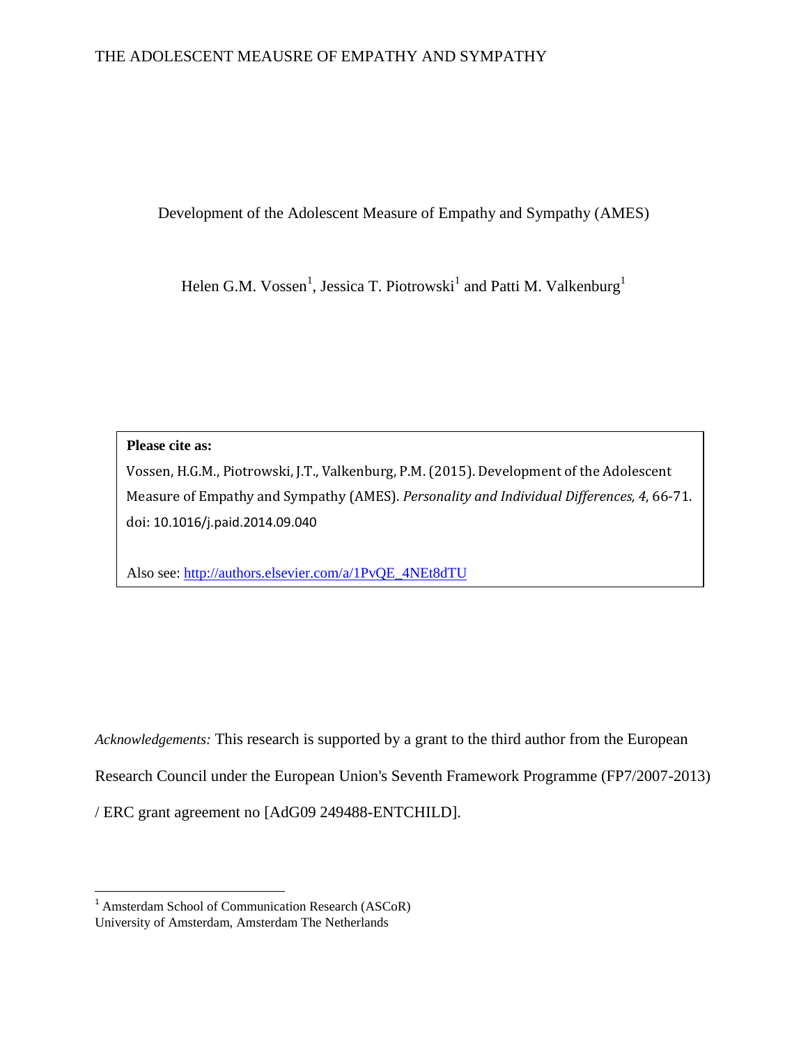# Development of the Adolescent Measure of Empathy and Sympathy (AMES)

Helen G.M. Vossen[1], Jessica T. Piotrowski[1] and Patti M. Valkenburg[1]

**Please cite as:**

Vossen, H.G.M., Piotrowski, J.T., Valkenburg, P.M. (2015). Development of the Adolescent Measure of Empathy and Sympathy (AMES). *Personality and Individual Differences, 4*, 66-71. doi: 10.1016/j.paid.2014.09.040

Also see: http://authors.elsevier.com/a/1PvQE_4NEt8dTU

*Acknowledgements:* This research is supported by a grant to the third author from the European Research Council under the European Union's Seventh Framework Programme (FP7/2007-2013) / ERC grant agreement no [AdG09 249488-ENTCHILD].

[1] Amsterdam School of Communication Research (ASCoR)
University of Amsterdam, Amsterdam The Netherlands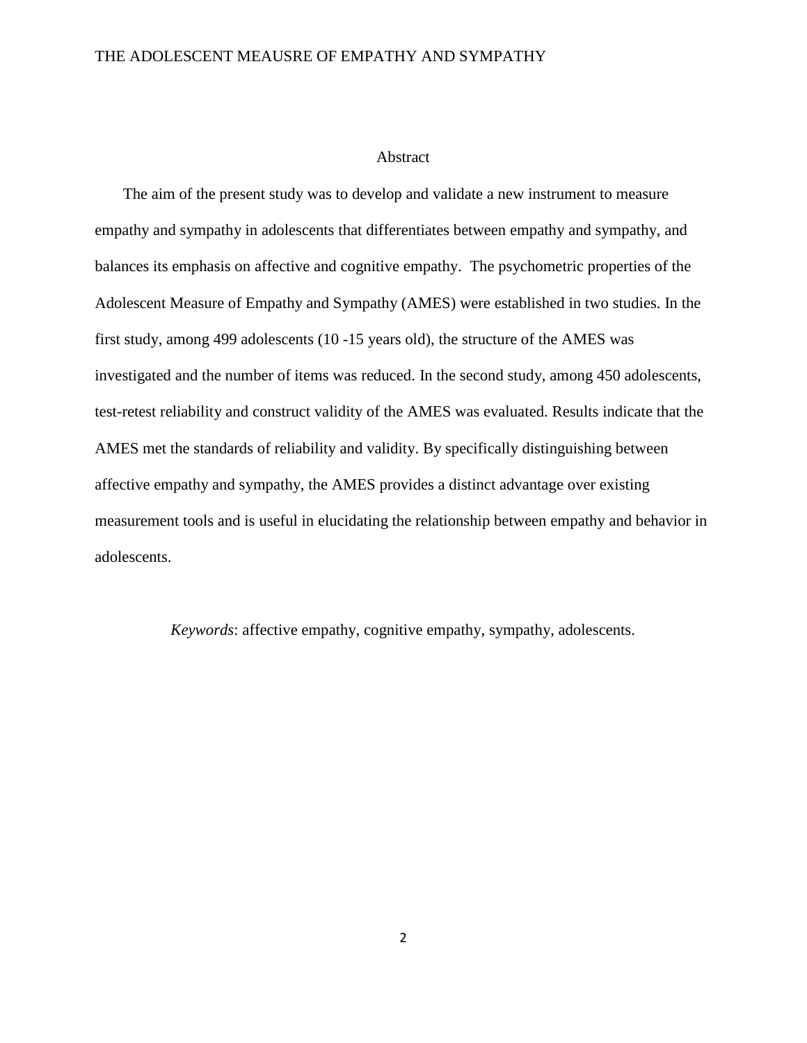# Abstract

The aim of the present study was to develop and validate a new instrument to measure empathy and sympathy in adolescents that differentiates between empathy and sympathy, and balances its emphasis on affective and cognitive empathy. The psychometric properties of the Adolescent Measure of Empathy and Sympathy (AMES) were established in two studies. In the first study, among 499 adolescents (10 -15 years old), the structure of the AMES was investigated and the number of items was reduced. In the second study, among 450 adolescents, test-retest reliability and construct validity of the AMES was evaluated. Results indicate that the AMES met the standards of reliability and validity. By specifically distinguishing between affective empathy and sympathy, the AMES provides a distinct advantage over existing measurement tools and is useful in elucidating the relationship between empathy and behavior in adolescents.

*Keywords*: affective empathy, cognitive empathy, sympathy, adolescents.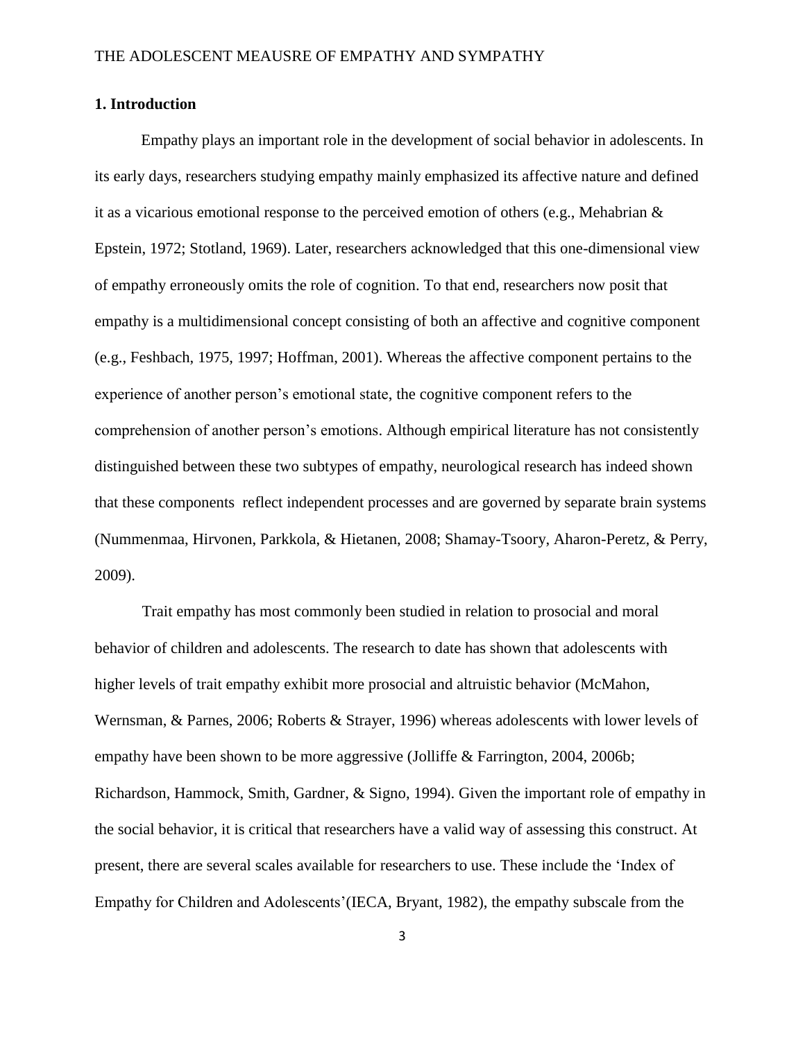## 1. Introduction

Empathy plays an important role in the development of social behavior in adolescents. In its early days, researchers studying empathy mainly emphasized its affective nature and defined it as a vicarious emotional response to the perceived emotion of others (e.g., Mehabrian & Epstein, 1972; Stotland, 1969). Later, researchers acknowledged that this one-dimensional view of empathy erroneously omits the role of cognition. To that end, researchers now posit that empathy is a multidimensional concept consisting of both an affective and cognitive component (e.g., Feshbach, 1975, 1997; Hoffman, 2001). Whereas the affective component pertains to the experience of another person's emotional state, the cognitive component refers to the comprehension of another person's emotions. Although empirical literature has not consistently distinguished between these two subtypes of empathy, neurological research has indeed shown that these components reflect independent processes and are governed by separate brain systems (Nummenmaa, Hirvonen, Parkkola, & Hietanen, 2008; Shamay-Tsoory, Aharon-Peretz, & Perry, 2009).

Trait empathy has most commonly been studied in relation to prosocial and moral behavior of children and adolescents. The research to date has shown that adolescents with higher levels of trait empathy exhibit more prosocial and altruistic behavior (McMahon, Wernsman, & Parnes, 2006; Roberts & Strayer, 1996) whereas adolescents with lower levels of empathy have been shown to be more aggressive (Jolliffe & Farrington, 2004, 2006b; Richardson, Hammock, Smith, Gardner, & Signo, 1994). Given the important role of empathy in the social behavior, it is critical that researchers have a valid way of assessing this construct. At present, there are several scales available for researchers to use. These include the 'Index of Empathy for Children and Adolescents'(IECA, Bryant, 1982), the empathy subscale from the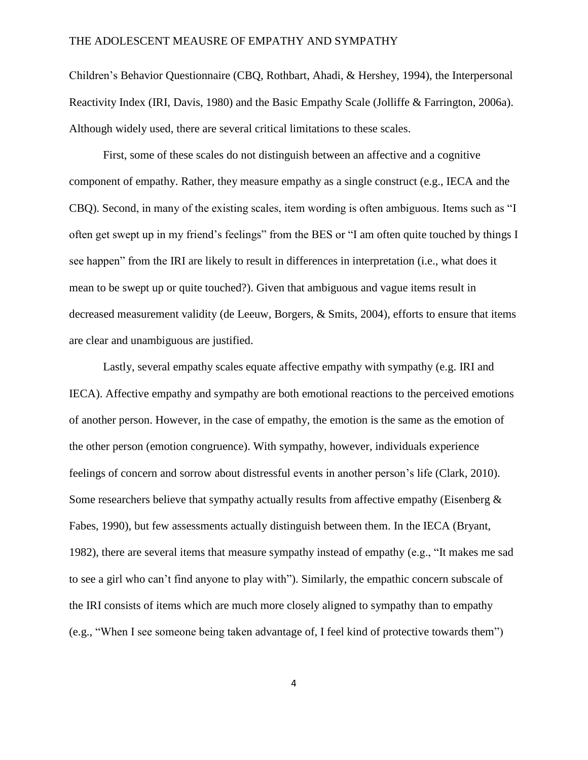Children's Behavior Questionnaire (CBQ, Rothbart, Ahadi, & Hershey, 1994), the Interpersonal Reactivity Index (IRI, Davis, 1980) and the Basic Empathy Scale (Jolliffe & Farrington, 2006a). Although widely used, there are several critical limitations to these scales.

First, some of these scales do not distinguish between an affective and a cognitive component of empathy. Rather, they measure empathy as a single construct (e.g., IECA and the CBQ). Second, in many of the existing scales, item wording is often ambiguous. Items such as "I often get swept up in my friend's feelings" from the BES or "I am often quite touched by things I see happen" from the IRI are likely to result in differences in interpretation (i.e., what does it mean to be swept up or quite touched?). Given that ambiguous and vague items result in decreased measurement validity (de Leeuw, Borgers, & Smits, 2004), efforts to ensure that items are clear and unambiguous are justified.

Lastly, several empathy scales equate affective empathy with sympathy (e.g. IRI and IECA). Affective empathy and sympathy are both emotional reactions to the perceived emotions of another person. However, in the case of empathy, the emotion is the same as the emotion of the other person (emotion congruence). With sympathy, however, individuals experience feelings of concern and sorrow about distressful events in another person's life (Clark, 2010). Some researchers believe that sympathy actually results from affective empathy (Eisenberg & Fabes, 1990), but few assessments actually distinguish between them. In the IECA (Bryant, 1982), there are several items that measure sympathy instead of empathy (e.g., "It makes me sad to see a girl who can't find anyone to play with"). Similarly, the empathic concern subscale of the IRI consists of items which are much more closely aligned to sympathy than to empathy (e.g., "When I see someone being taken advantage of, I feel kind of protective towards them")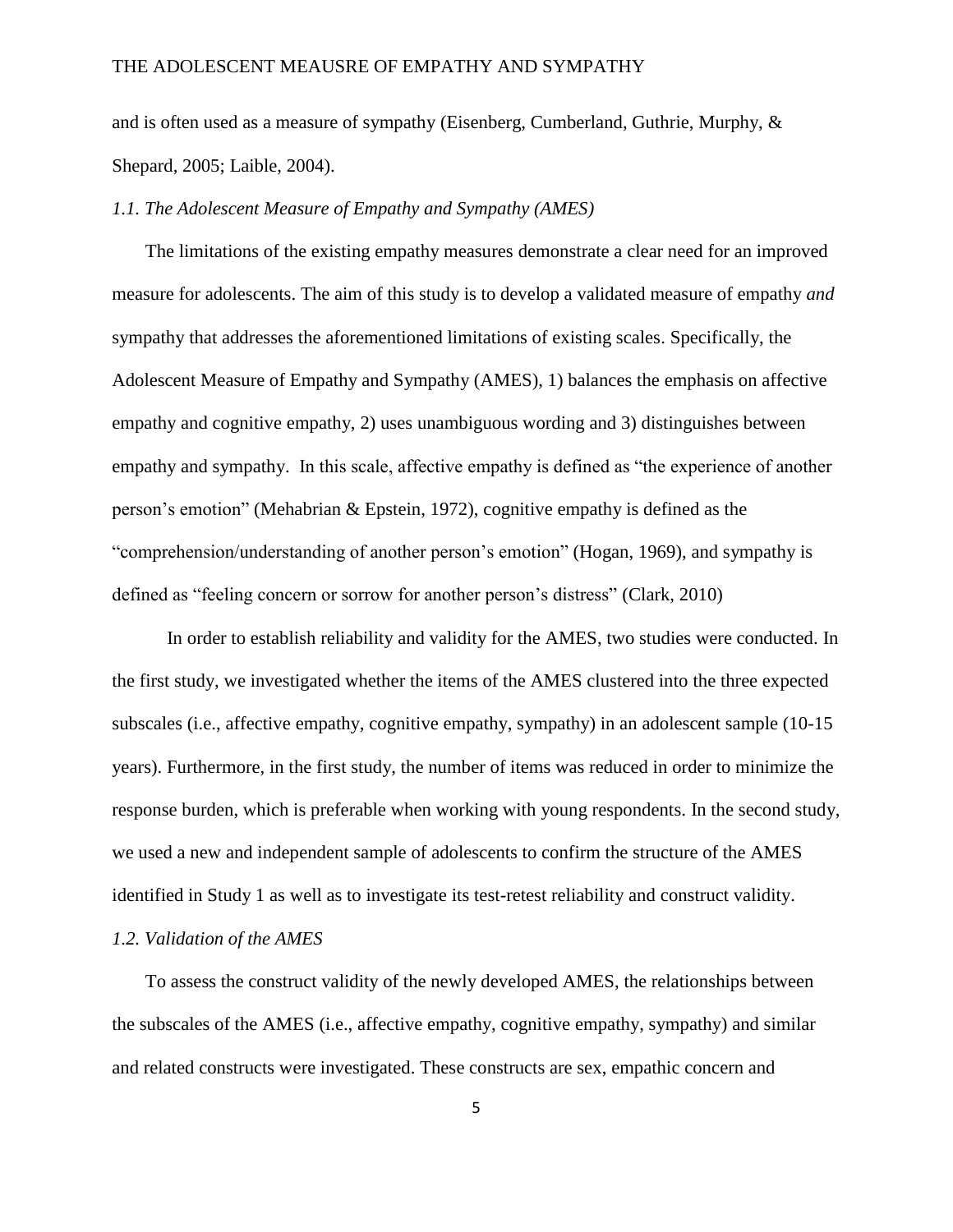and is often used as a measure of sympathy (Eisenberg, Cumberland, Guthrie, Murphy, & Shepard, 2005; Laible, 2004).

### *1.1. The Adolescent Measure of Empathy and Sympathy (AMES)*

The limitations of the existing empathy measures demonstrate a clear need for an improved measure for adolescents. The aim of this study is to develop a validated measure of empathy *and* sympathy that addresses the aforementioned limitations of existing scales. Specifically, the Adolescent Measure of Empathy and Sympathy (AMES), 1) balances the emphasis on affective empathy and cognitive empathy, 2) uses unambiguous wording and 3) distinguishes between empathy and sympathy. In this scale, affective empathy is defined as "the experience of another person's emotion" (Mehabrian & Epstein, 1972), cognitive empathy is defined as the "comprehension/understanding of another person's emotion" (Hogan, 1969), and sympathy is defined as "feeling concern or sorrow for another person's distress" (Clark, 2010)

In order to establish reliability and validity for the AMES, two studies were conducted. In the first study, we investigated whether the items of the AMES clustered into the three expected subscales (i.e., affective empathy, cognitive empathy, sympathy) in an adolescent sample (10-15 years). Furthermore, in the first study, the number of items was reduced in order to minimize the response burden, which is preferable when working with young respondents. In the second study, we used a new and independent sample of adolescents to confirm the structure of the AMES identified in Study 1 as well as to investigate its test-retest reliability and construct validity.

### *1.2. Validation of the AMES*

To assess the construct validity of the newly developed AMES, the relationships between the subscales of the AMES (i.e., affective empathy, cognitive empathy, sympathy) and similar and related constructs were investigated. These constructs are sex, empathic concern and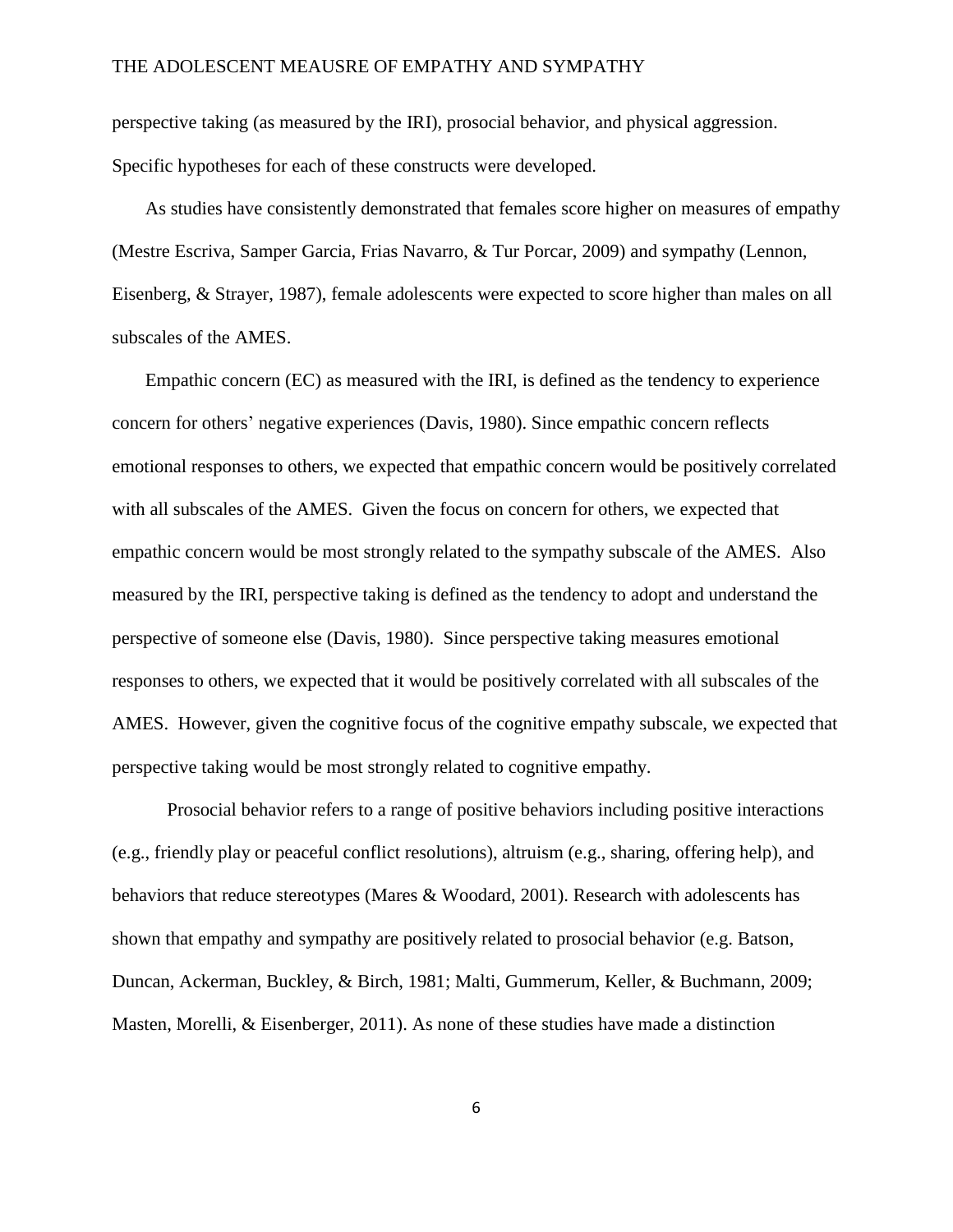perspective taking (as measured by the IRI), prosocial behavior, and physical aggression. Specific hypotheses for each of these constructs were developed.

As studies have consistently demonstrated that females score higher on measures of empathy (Mestre Escriva, Samper Garcia, Frias Navarro, & Tur Porcar, 2009) and sympathy (Lennon, Eisenberg, & Strayer, 1987), female adolescents were expected to score higher than males on all subscales of the AMES.

Empathic concern (EC) as measured with the IRI, is defined as the tendency to experience concern for others' negative experiences (Davis, 1980). Since empathic concern reflects emotional responses to others, we expected that empathic concern would be positively correlated with all subscales of the AMES. Given the focus on concern for others, we expected that empathic concern would be most strongly related to the sympathy subscale of the AMES. Also measured by the IRI, perspective taking is defined as the tendency to adopt and understand the perspective of someone else (Davis, 1980). Since perspective taking measures emotional responses to others, we expected that it would be positively correlated with all subscales of the AMES. However, given the cognitive focus of the cognitive empathy subscale, we expected that perspective taking would be most strongly related to cognitive empathy.

Prosocial behavior refers to a range of positive behaviors including positive interactions (e.g., friendly play or peaceful conflict resolutions), altruism (e.g., sharing, offering help), and behaviors that reduce stereotypes (Mares & Woodard, 2001). Research with adolescents has shown that empathy and sympathy are positively related to prosocial behavior (e.g. Batson, Duncan, Ackerman, Buckley, & Birch, 1981; Malti, Gummerum, Keller, & Buchmann, 2009; Masten, Morelli, & Eisenberger, 2011). As none of these studies have made a distinction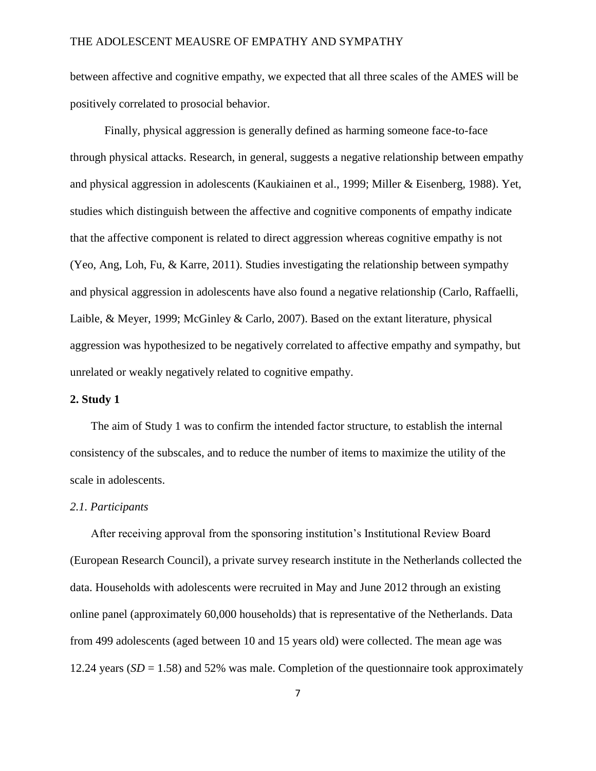between affective and cognitive empathy, we expected that all three scales of the AMES will be positively correlated to prosocial behavior.

Finally, physical aggression is generally defined as harming someone face-to-face through physical attacks. Research, in general, suggests a negative relationship between empathy and physical aggression in adolescents (Kaukiainen et al., 1999; Miller & Eisenberg, 1988). Yet, studies which distinguish between the affective and cognitive components of empathy indicate that the affective component is related to direct aggression whereas cognitive empathy is not (Yeo, Ang, Loh, Fu, & Karre, 2011). Studies investigating the relationship between sympathy and physical aggression in adolescents have also found a negative relationship (Carlo, Raffaelli, Laible, & Meyer, 1999; McGinley & Carlo, 2007). Based on the extant literature, physical aggression was hypothesized to be negatively correlated to affective empathy and sympathy, but unrelated or weakly negatively related to cognitive empathy.

## 2. Study 1

The aim of Study 1 was to confirm the intended factor structure, to establish the internal consistency of the subscales, and to reduce the number of items to maximize the utility of the scale in adolescents.

### *2.1. Participants*

After receiving approval from the sponsoring institution's Institutional Review Board (European Research Council), a private survey research institute in the Netherlands collected the data. Households with adolescents were recruited in May and June 2012 through an existing online panel (approximately 60,000 households) that is representative of the Netherlands. Data from 499 adolescents (aged between 10 and 15 years old) were collected. The mean age was 12.24 years ($SD$ = 1.58) and 52% was male. Completion of the questionnaire took approximately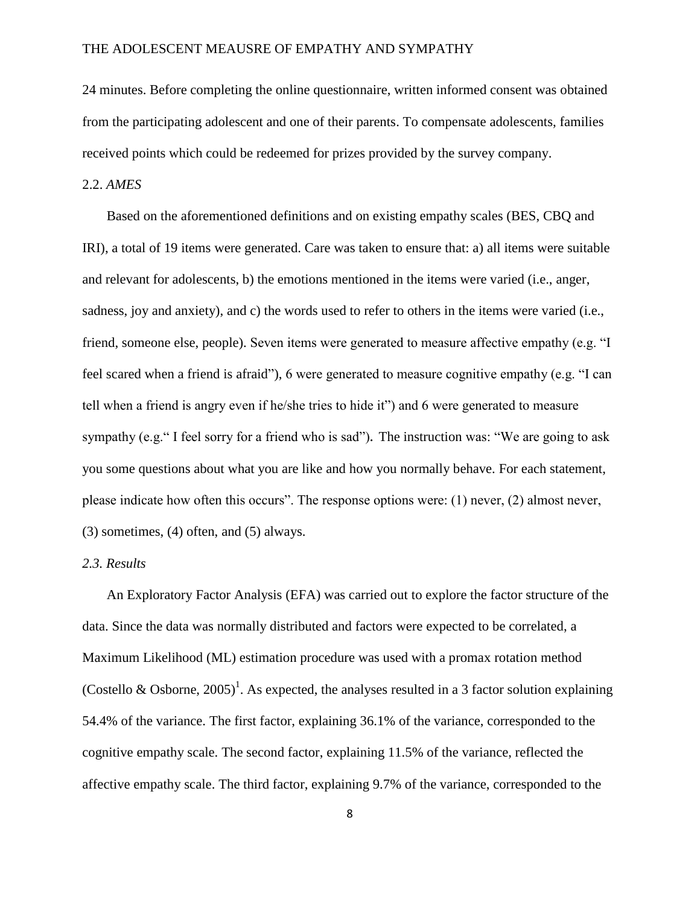24 minutes. Before completing the online questionnaire, written informed consent was obtained from the participating adolescent and one of their parents. To compensate adolescents, families received points which could be redeemed for prizes provided by the survey company.

## 2.2. *AMES*

Based on the aforementioned definitions and on existing empathy scales (BES, CBQ and IRI), a total of 19 items were generated. Care was taken to ensure that: a) all items were suitable and relevant for adolescents, b) the emotions mentioned in the items were varied (i.e., anger, sadness, joy and anxiety), and c) the words used to refer to others in the items were varied (i.e., friend, someone else, people). Seven items were generated to measure affective empathy (e.g. "I feel scared when a friend is afraid"), 6 were generated to measure cognitive empathy (e.g. "I can tell when a friend is angry even if he/she tries to hide it") and 6 were generated to measure sympathy (e.g." I feel sorry for a friend who is sad"). The instruction was: "We are going to ask you some questions about what you are like and how you normally behave. For each statement, please indicate how often this occurs". The response options were: (1) never, (2) almost never, (3) sometimes, (4) often, and (5) always.

## *2.3. Results*

An Exploratory Factor Analysis (EFA) was carried out to explore the factor structure of the data. Since the data was normally distributed and factors were expected to be correlated, a Maximum Likelihood (ML) estimation procedure was used with a promax rotation method (Costello & Osborne, 2005)[1]. As expected, the analyses resulted in a 3 factor solution explaining 54.4% of the variance. The first factor, explaining 36.1% of the variance, corresponded to the cognitive empathy scale. The second factor, explaining 11.5% of the variance, reflected the affective empathy scale. The third factor, explaining 9.7% of the variance, corresponded to the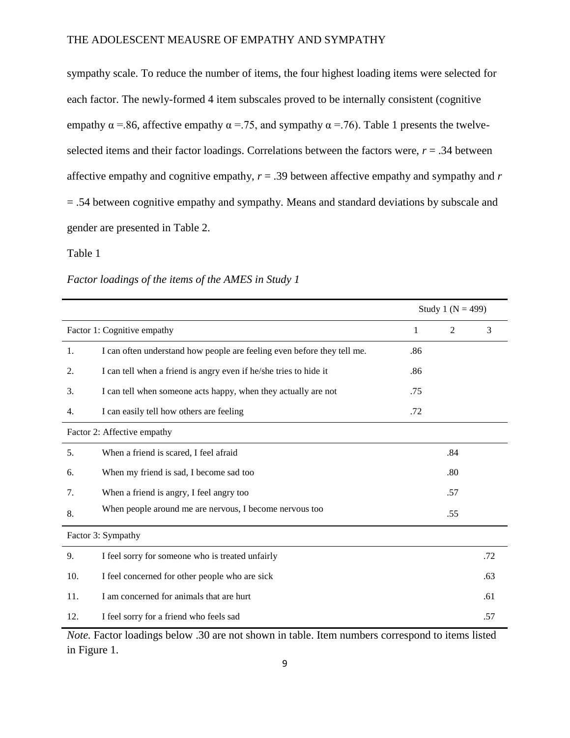sympathy scale. To reduce the number of items, the four highest loading items were selected for each factor. The newly-formed 4 item subscales proved to be internally consistent (cognitive empathy $\alpha$ =.86, affective empathy $\alpha$ =.75, and sympathy $\alpha$ =.76). Table 1 presents the twelve-selected items and their factor loadings. Correlations between the factors were, $r$ = .34 between affective empathy and cognitive empathy, $r$ = .39 between affective empathy and sympathy and $r$ = .54 between cognitive empathy and sympathy. Means and standard deviations by subscale and gender are presented in Table 2.

Table 1

*Factor loadings of the items of the AMES in Study 1*

| | | Study 1 (N = 499) | | |
|---|---|---|---|---|
| Factor 1: Cognitive empathy | | 1 | 2 | 3 |
| 1. | I can often understand how people are feeling even before they tell me. | .86 | | |
| 2. | I can tell when a friend is angry even if he/she tries to hide it | .86 | | |
| 3. | I can tell when someone acts happy, when they actually are not | .75 | | |
| 4. | I can easily tell how others are feeling | .72 | | |
| Factor 2: Affective empathy | | | | |
| 5. | When a friend is scared, I feel afraid | | .84 | |
| 6. | When my friend is sad, I become sad too | | .80 | |
| 7. | When a friend is angry, I feel angry too | | .57 | |
| 8. | When people around me are nervous, I become nervous too | | .55 | |
| Factor 3: Sympathy | | | | |
| 9. | I feel sorry for someone who is treated unfairly | | | .72 |
| 10. | I feel concerned for other people who are sick | | | .63 |
| 11. | I am concerned for animals that are hurt | | | .61 |
| 12. | I feel sorry for a friend who feels sad | | | .57 |

*Note.* Factor loadings below .30 are not shown in table. Item numbers correspond to items listed in Figure 1.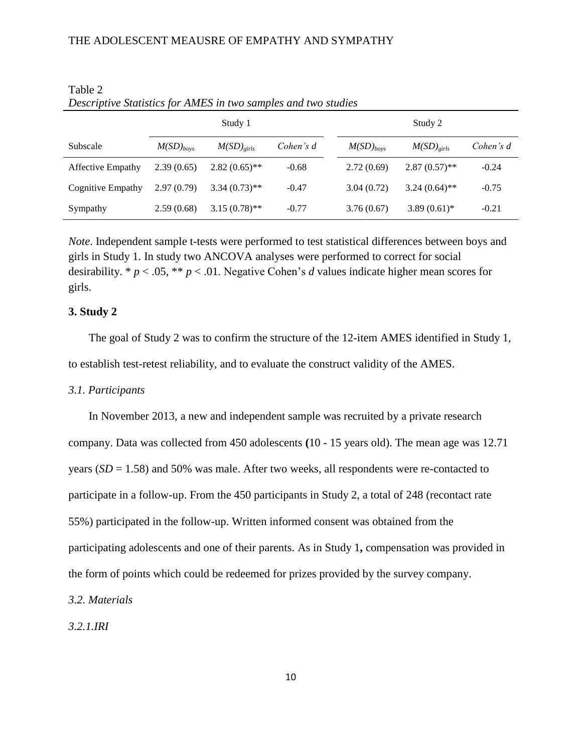Table 2

*Descriptive Statistics for AMES in two samples and two studies*

| | Study 1 | | | Study 2 | | |
|---|---|---|---|---|---|---|
| Subscale | $M(SD)_{boys}$ | $M(SD)_{girls}$ | *Cohen's d* | $M(SD)_{boys}$ | $M(SD)_{girls}$ | *Cohen's d* |
| Affective Empathy | 2.39 (0.65) | 2.82 (0.65)** | -0.68 | 2.72 (0.69) | 2.87 (0.57)** | -0.24 |
| Cognitive Empathy | 2.97 (0.79) | 3.34 (0.73)** | -0.47 | 3.04 (0.72) | 3.24 (0.64)** | -0.75 |
| Sympathy | 2.59 (0.68) | 3.15 (0.78)** | -0.77 | 3.76 (0.67) | 3.89 (0.61)* | -0.21 |

*Note*. Independent sample t-tests were performed to test statistical differences between boys and girls in Study 1. In study two ANCOVA analyses were performed to correct for social desirability. * $p < .05$, ** $p < .01$. Negative Cohen's *d* values indicate higher mean scores for girls.

## 3. Study 2

The goal of Study 2 was to confirm the structure of the 12-item AMES identified in Study 1, to establish test-retest reliability, and to evaluate the construct validity of the AMES.

### *3.1. Participants*

In November 2013, a new and independent sample was recruited by a private research company. Data was collected from 450 adolescents **(**10 - 15 years old). The mean age was 12.71 years (*SD* = 1.58) and 50% was male. After two weeks, all respondents were re-contacted to participate in a follow-up. From the 450 participants in Study 2, a total of 248 (recontact rate 55%) participated in the follow-up. Written informed consent was obtained from the participating adolescents and one of their parents. As in Study 1**,** compensation was provided in the form of points which could be redeemed for prizes provided by the survey company.

### *3.2. Materials*

#### *3.2.1.IRI*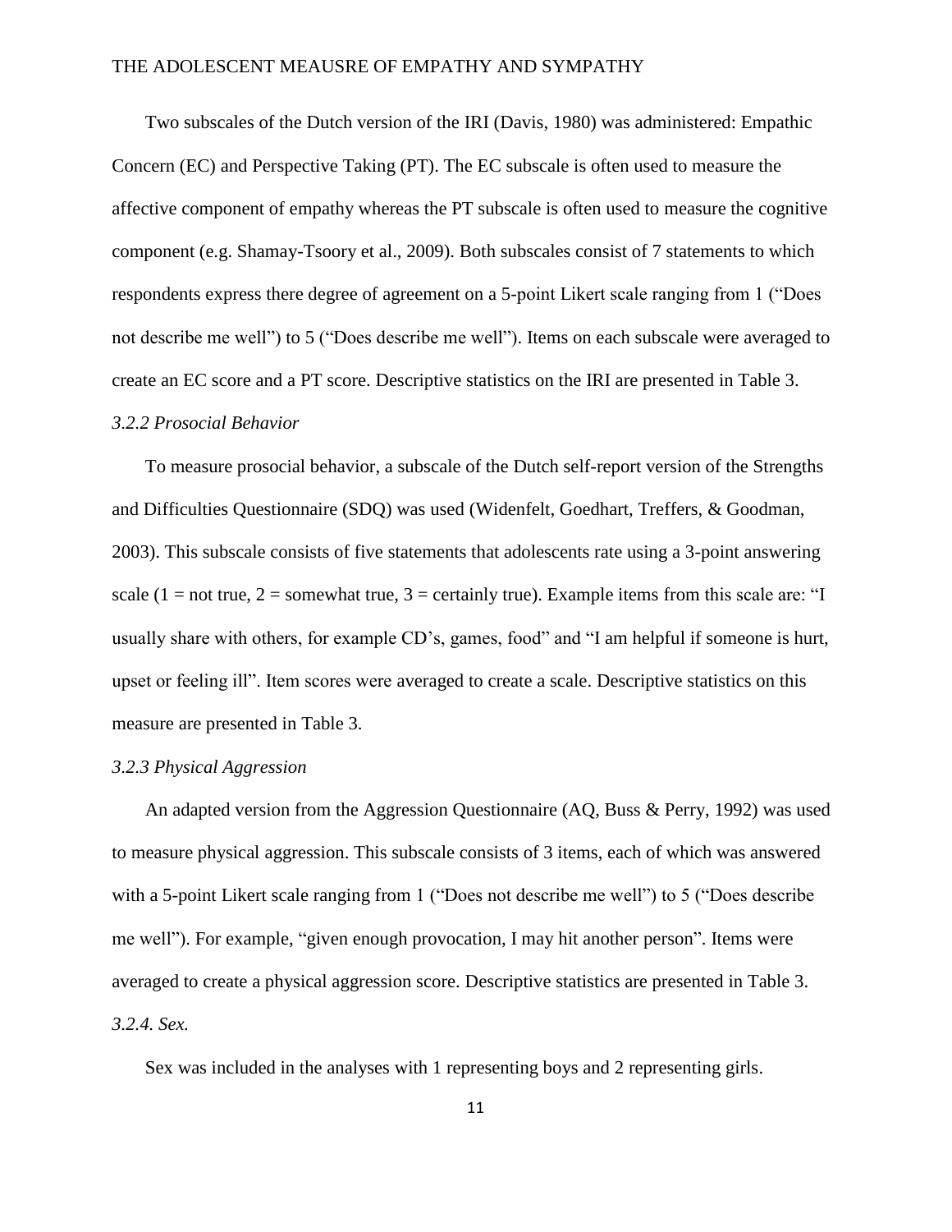Two subscales of the Dutch version of the IRI (Davis, 1980) was administered: Empathic Concern (EC) and Perspective Taking (PT). The EC subscale is often used to measure the affective component of empathy whereas the PT subscale is often used to measure the cognitive component (e.g. Shamay-Tsoory et al., 2009). Both subscales consist of 7 statements to which respondents express there degree of agreement on a 5-point Likert scale ranging from 1 ("Does not describe me well") to 5 ("Does describe me well"). Items on each subscale were averaged to create an EC score and a PT score. Descriptive statistics on the IRI are presented in Table 3.

### *3.2.2 Prosocial Behavior*

To measure prosocial behavior, a subscale of the Dutch self-report version of the Strengths and Difficulties Questionnaire (SDQ) was used (Widenfelt, Goedhart, Treffers, & Goodman, 2003). This subscale consists of five statements that adolescents rate using a 3-point answering scale (1 = not true, 2 = somewhat true, 3 = certainly true). Example items from this scale are: "I usually share with others, for example CD's, games, food" and "I am helpful if someone is hurt, upset or feeling ill". Item scores were averaged to create a scale. Descriptive statistics on this measure are presented in Table 3.

### *3.2.3 Physical Aggression*

An adapted version from the Aggression Questionnaire (AQ, Buss & Perry, 1992) was used to measure physical aggression. This subscale consists of 3 items, each of which was answered with a 5-point Likert scale ranging from 1 ("Does not describe me well") to 5 ("Does describe me well"). For example, "given enough provocation, I may hit another person". Items were averaged to create a physical aggression score. Descriptive statistics are presented in Table 3.

### *3.2.4. Sex.*

Sex was included in the analyses with 1 representing boys and 2 representing girls.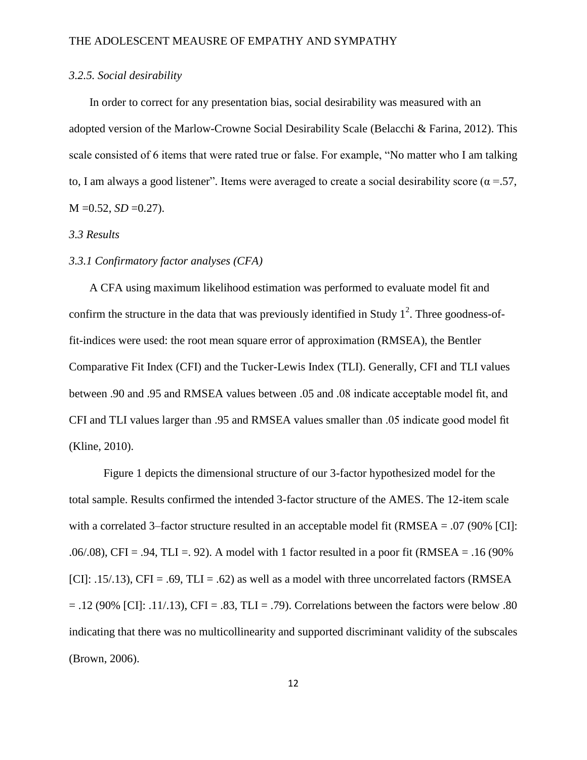### *3.2.5. Social desirability*

In order to correct for any presentation bias, social desirability was measured with an adopted version of the Marlow-Crowne Social Desirability Scale (Belacchi & Farina, 2012). This scale consisted of 6 items that were rated true or false. For example, "No matter who I am talking to, I am always a good listener". Items were averaged to create a social desirability score ($\alpha$ =.57, M =0.52, *SD* =0.27).

## *3.3 Results*

### *3.3.1 Confirmatory factor analyses (CFA)*

A CFA using maximum likelihood estimation was performed to evaluate model fit and confirm the structure in the data that was previously identified in Study 1[2]. Three goodness-of-fit-indices were used: the root mean square error of approximation (RMSEA), the Bentler Comparative Fit Index (CFI) and the Tucker-Lewis Index (TLI). Generally, CFI and TLI values between .90 and .95 and RMSEA values between .05 and .08 indicate acceptable model fit, and CFI and TLI values larger than .95 and RMSEA values smaller than .05 indicate good model fit (Kline, 2010).

Figure 1 depicts the dimensional structure of our 3-factor hypothesized model for the total sample. Results confirmed the intended 3-factor structure of the AMES. The 12-item scale with a correlated 3–factor structure resulted in an acceptable model fit (RMSEA = .07 (90% [CI]: .06/.08), CFI = .94, TLI =. 92). A model with 1 factor resulted in a poor fit (RMSEA = .16 (90% [CI]: .15/.13), CFI = .69, TLI = .62) as well as a model with three uncorrelated factors (RMSEA = .12 (90% [CI]: .11/.13), CFI = .83, TLI = .79). Correlations between the factors were below .80 indicating that there was no multicollinearity and supported discriminant validity of the subscales (Brown, 2006).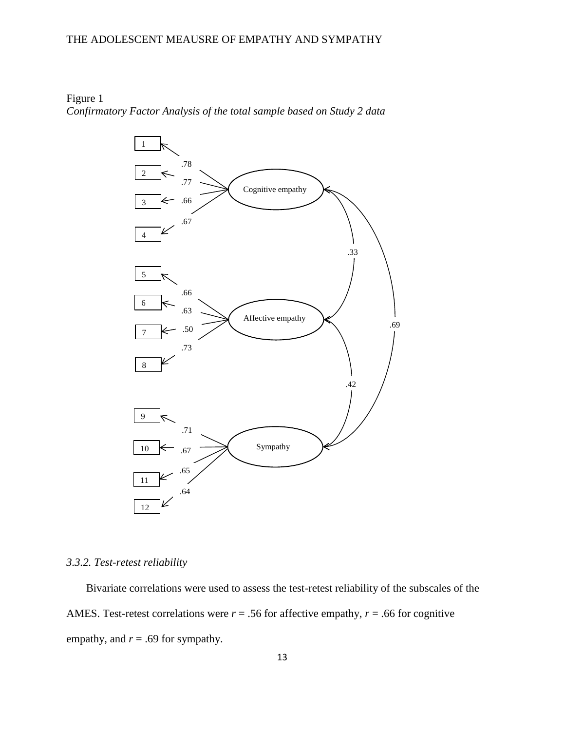Figure 1

*Confirmatory Factor Analysis of the total sample based on Study 2 data*

### *3.3.2. Test-retest reliability*

Bivariate correlations were used to assess the test-retest reliability of the subscales of the AMES. Test-retest correlations were $r = .56$ for affective empathy, $r = .66$ for cognitive empathy, and $r = .69$ for sympathy.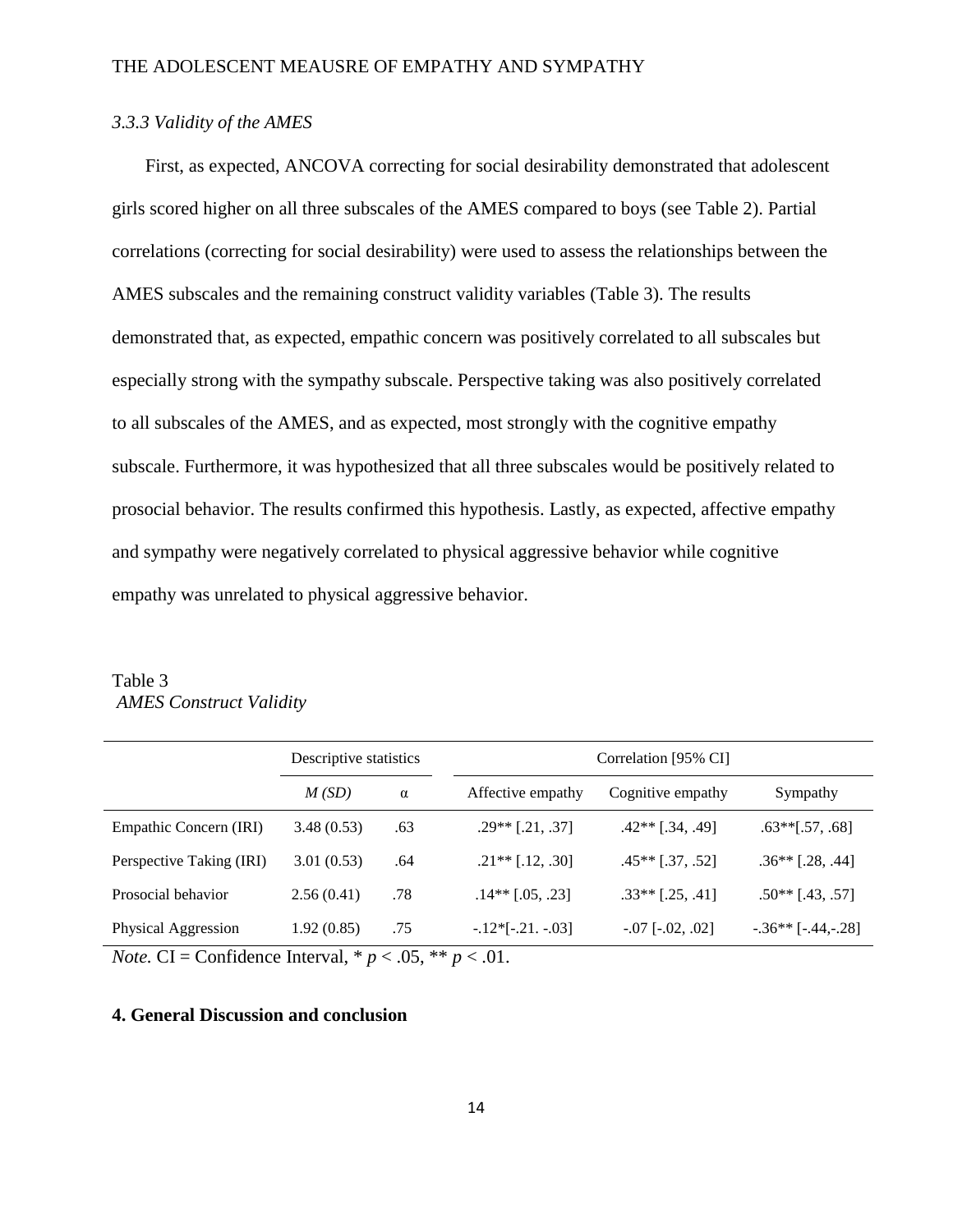### *3.3.3 Validity of the AMES*

First, as expected, ANCOVA correcting for social desirability demonstrated that adolescent girls scored higher on all three subscales of the AMES compared to boys (see Table 2). Partial correlations (correcting for social desirability) were used to assess the relationships between the AMES subscales and the remaining construct validity variables (Table 3). The results demonstrated that, as expected, empathic concern was positively correlated to all subscales but especially strong with the sympathy subscale. Perspective taking was also positively correlated to all subscales of the AMES, and as expected, most strongly with the cognitive empathy subscale. Furthermore, it was hypothesized that all three subscales would be positively related to prosocial behavior. The results confirmed this hypothesis. Lastly, as expected, affective empathy and sympathy were negatively correlated to physical aggressive behavior while cognitive empathy was unrelated to physical aggressive behavior.

Table 3
*AMES Construct Validity*

| | Descriptive statistics | | Correlation [95% CI] | | |
|---|---|---|---|---|---|
| | *M (SD)* | α | Affective empathy | Cognitive empathy | Sympathy |
| Empathic Concern (IRI) | 3.48 (0.53) | .63 | .29** [.21, .37] | .42** [.34, .49] | .63**[.57, .68] |
| Perspective Taking (IRI) | 3.01 (0.53) | .64 | .21** [.12, .30] | .45** [.37, .52] | .36** [.28, .44] |
| Prosocial behavior | 2.56 (0.41) | .78 | .14** [.05, .23] | .33** [.25, .41] | .50** [.43, .57] |
| Physical Aggression | 1.92 (0.85) | .75 | -.12*[-.21. -.03] | -.07 [-.02, .02] | -.36** [-.44,-.28] |

*Note.* CI = Confidence Interval, * $p < .05$, ** $p < .01$.

## 4. General Discussion and conclusion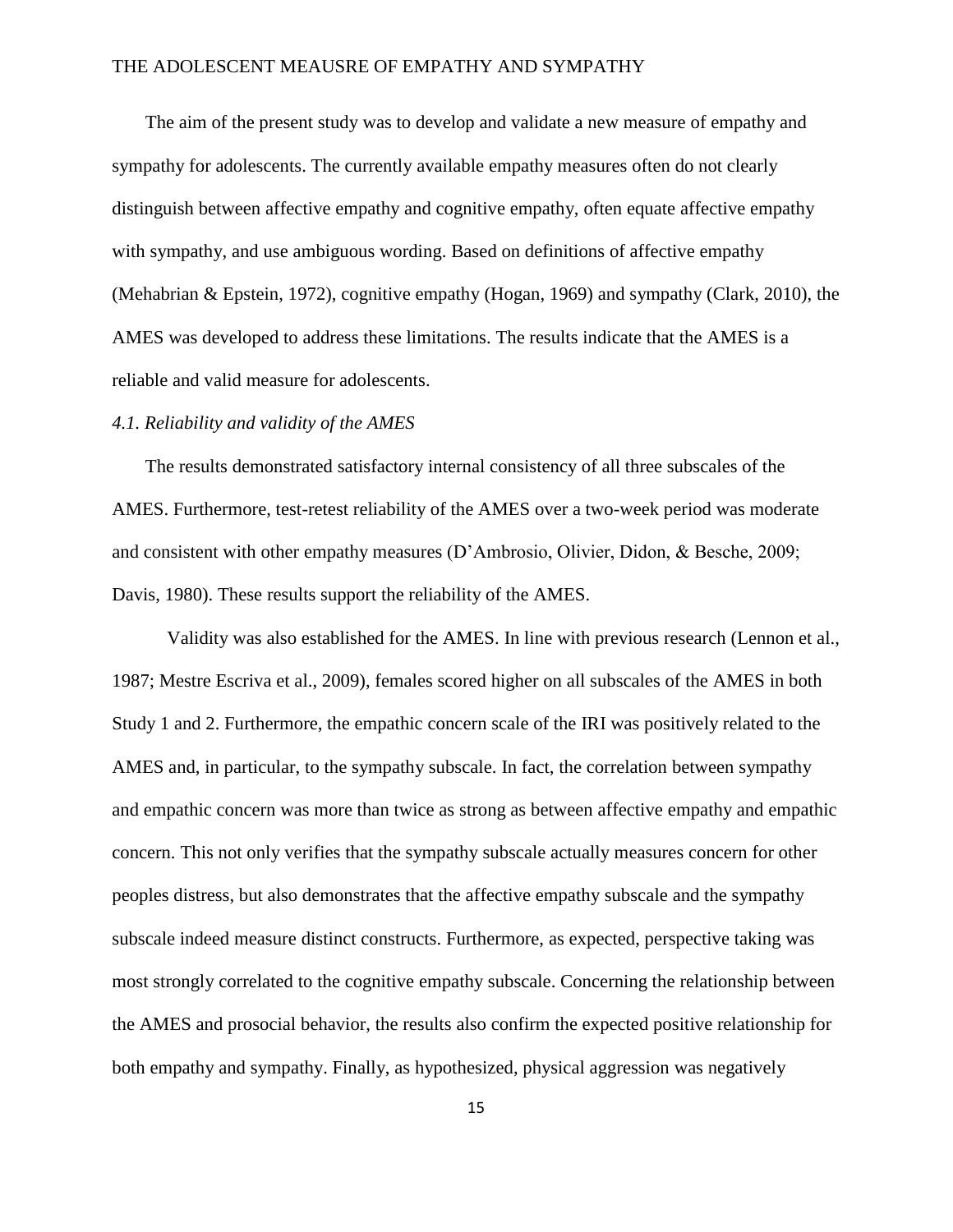The aim of the present study was to develop and validate a new measure of empathy and sympathy for adolescents. The currently available empathy measures often do not clearly distinguish between affective empathy and cognitive empathy, often equate affective empathy with sympathy, and use ambiguous wording. Based on definitions of affective empathy (Mehabrian & Epstein, 1972), cognitive empathy (Hogan, 1969) and sympathy (Clark, 2010), the AMES was developed to address these limitations. The results indicate that the AMES is a reliable and valid measure for adolescents.

*4.1. Reliability and validity of the AMES*

The results demonstrated satisfactory internal consistency of all three subscales of the AMES. Furthermore, test-retest reliability of the AMES over a two-week period was moderate and consistent with other empathy measures (D'Ambrosio, Olivier, Didon, & Besche, 2009; Davis, 1980). These results support the reliability of the AMES.

Validity was also established for the AMES. In line with previous research (Lennon et al., 1987; Mestre Escriva et al., 2009), females scored higher on all subscales of the AMES in both Study 1 and 2. Furthermore, the empathic concern scale of the IRI was positively related to the AMES and, in particular, to the sympathy subscale. In fact, the correlation between sympathy and empathic concern was more than twice as strong as between affective empathy and empathic concern. This not only verifies that the sympathy subscale actually measures concern for other peoples distress, but also demonstrates that the affective empathy subscale and the sympathy subscale indeed measure distinct constructs. Furthermore, as expected, perspective taking was most strongly correlated to the cognitive empathy subscale. Concerning the relationship between the AMES and prosocial behavior, the results also confirm the expected positive relationship for both empathy and sympathy. Finally, as hypothesized, physical aggression was negatively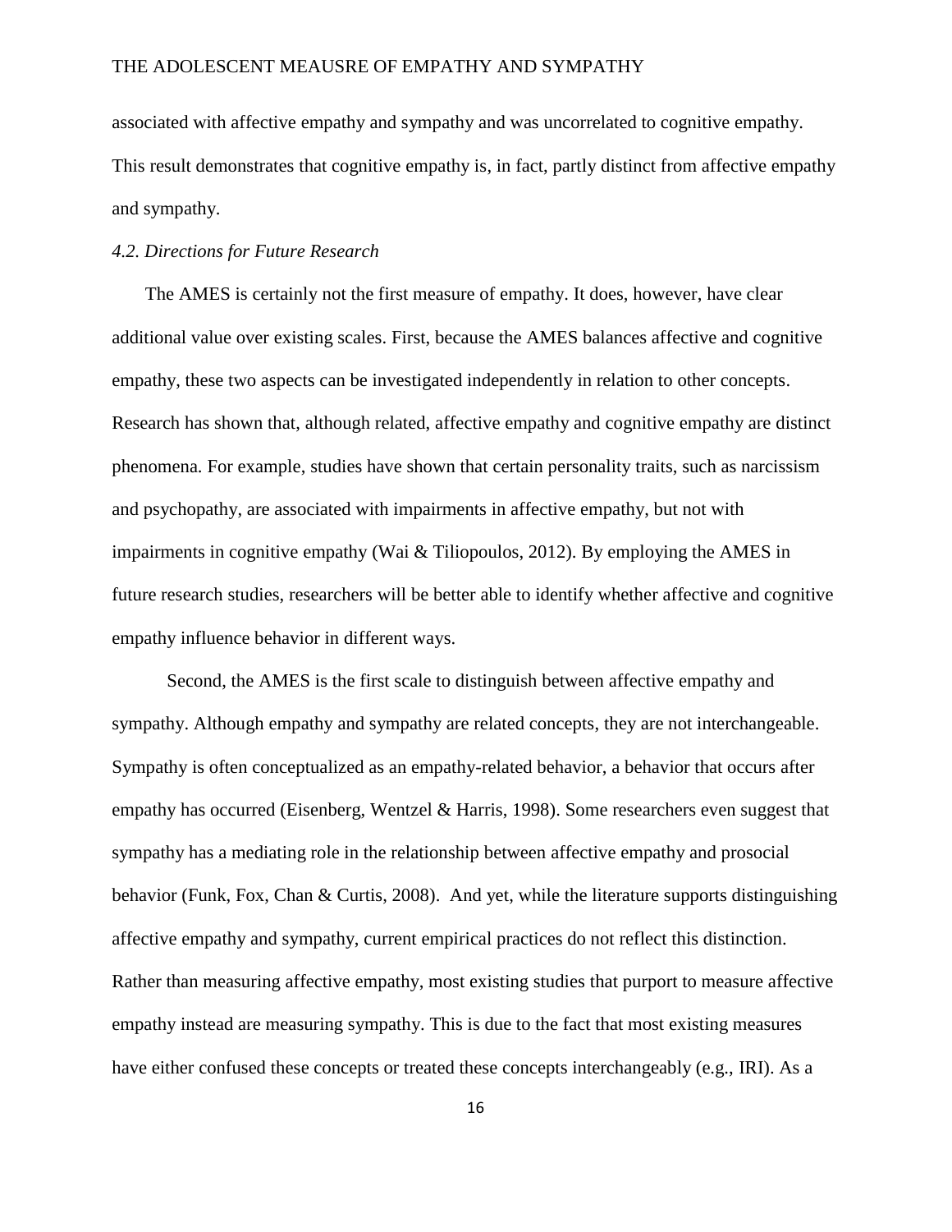associated with affective empathy and sympathy and was uncorrelated to cognitive empathy. This result demonstrates that cognitive empathy is, in fact, partly distinct from affective empathy and sympathy.

### *4.2. Directions for Future Research*

The AMES is certainly not the first measure of empathy. It does, however, have clear additional value over existing scales. First, because the AMES balances affective and cognitive empathy, these two aspects can be investigated independently in relation to other concepts. Research has shown that, although related, affective empathy and cognitive empathy are distinct phenomena. For example, studies have shown that certain personality traits, such as narcissism and psychopathy, are associated with impairments in affective empathy, but not with impairments in cognitive empathy (Wai & Tiliopoulos, 2012). By employing the AMES in future research studies, researchers will be better able to identify whether affective and cognitive empathy influence behavior in different ways.

Second, the AMES is the first scale to distinguish between affective empathy and sympathy. Although empathy and sympathy are related concepts, they are not interchangeable. Sympathy is often conceptualized as an empathy-related behavior, a behavior that occurs after empathy has occurred (Eisenberg, Wentzel & Harris, 1998). Some researchers even suggest that sympathy has a mediating role in the relationship between affective empathy and prosocial behavior (Funk, Fox, Chan & Curtis, 2008). And yet, while the literature supports distinguishing affective empathy and sympathy, current empirical practices do not reflect this distinction. Rather than measuring affective empathy, most existing studies that purport to measure affective empathy instead are measuring sympathy. This is due to the fact that most existing measures have either confused these concepts or treated these concepts interchangeably (e.g., IRI). As a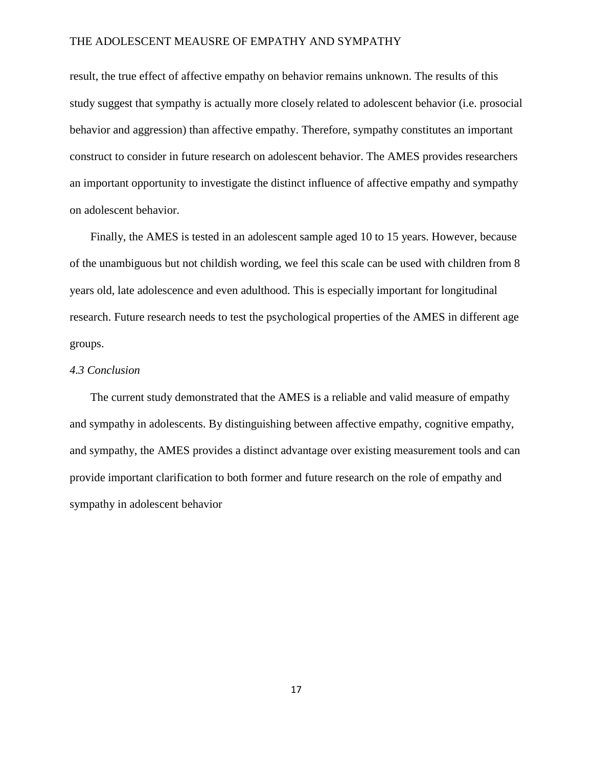result, the true effect of affective empathy on behavior remains unknown. The results of this study suggest that sympathy is actually more closely related to adolescent behavior (i.e. prosocial behavior and aggression) than affective empathy. Therefore, sympathy constitutes an important construct to consider in future research on adolescent behavior. The AMES provides researchers an important opportunity to investigate the distinct influence of affective empathy and sympathy on adolescent behavior.

Finally, the AMES is tested in an adolescent sample aged 10 to 15 years. However, because of the unambiguous but not childish wording, we feel this scale can be used with children from 8 years old, late adolescence and even adulthood. This is especially important for longitudinal research. Future research needs to test the psychological properties of the AMES in different age groups.

### *4.3 Conclusion*

The current study demonstrated that the AMES is a reliable and valid measure of empathy and sympathy in adolescents. By distinguishing between affective empathy, cognitive empathy, and sympathy, the AMES provides a distinct advantage over existing measurement tools and can provide important clarification to both former and future research on the role of empathy and sympathy in adolescent behavior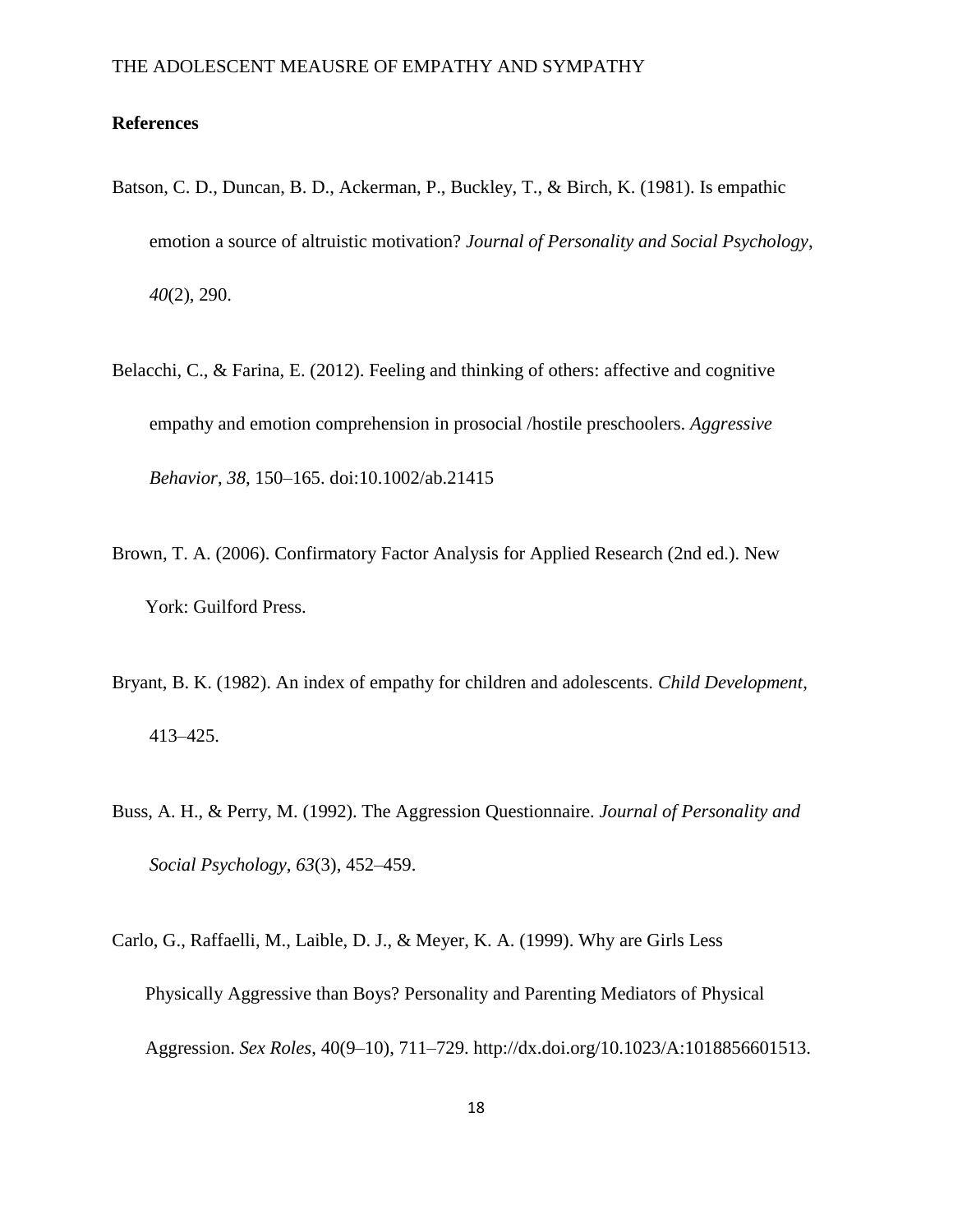**References**

Batson, C. D., Duncan, B. D., Ackerman, P., Buckley, T., & Birch, K. (1981). Is empathic emotion a source of altruistic motivation? *Journal of Personality and Social Psychology*, *40*(2), 290.

Belacchi, C., & Farina, E. (2012). Feeling and thinking of others: affective and cognitive empathy and emotion comprehension in prosocial /hostile preschoolers. *Aggressive Behavior*, *38*, 150–165. doi:10.1002/ab.21415

Brown, T. A. (2006). Confirmatory Factor Analysis for Applied Research (2nd ed.). New York: Guilford Press.

Bryant, B. K. (1982). An index of empathy for children and adolescents. *Child Development*, 413–425.

Buss, A. H., & Perry, M. (1992). The Aggression Questionnaire. *Journal of Personality and Social Psychology*, *63*(3), 452–459.

Carlo, G., Raffaelli, M., Laible, D. J., & Meyer, K. A. (1999). Why are Girls Less Physically Aggressive than Boys? Personality and Parenting Mediators of Physical Aggression. *Sex Roles*, 40(9–10), 711–729. http://dx.doi.org/10.1023/A:1018856601513.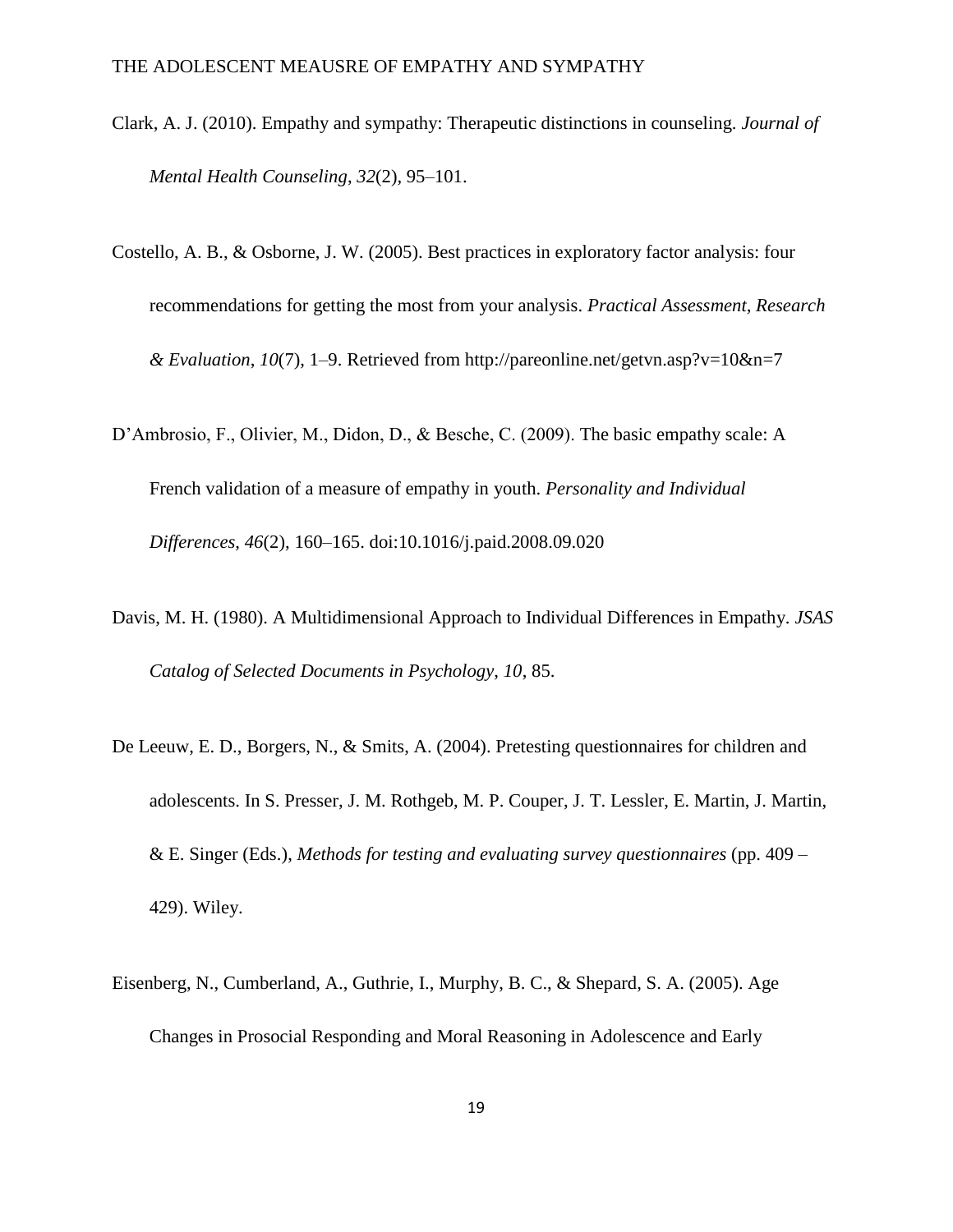Clark, A. J. (2010). Empathy and sympathy: Therapeutic distinctions in counseling. *Journal of Mental Health Counseling*, *32*(2), 95–101.

Costello, A. B., & Osborne, J. W. (2005). Best practices in exploratory factor analysis: four recommendations for getting the most from your analysis. *Practical Assessment, Research & Evaluation*, *10*(7), 1–9. Retrieved from http://pareonline.net/getvn.asp?v=10&n=7

D'Ambrosio, F., Olivier, M., Didon, D., & Besche, C. (2009). The basic empathy scale: A French validation of a measure of empathy in youth. *Personality and Individual Differences*, *46*(2), 160–165. doi:10.1016/j.paid.2008.09.020

Davis, M. H. (1980). A Multidimensional Approach to Individual Differences in Empathy. *JSAS Catalog of Selected Documents in Psychology*, *10*, 85.

De Leeuw, E. D., Borgers, N., & Smits, A. (2004). Pretesting questionnaires for children and adolescents. In S. Presser, J. M. Rothgeb, M. P. Couper, J. T. Lessler, E. Martin, J. Martin, & E. Singer (Eds.), *Methods for testing and evaluating survey questionnaires* (pp. 409 – 429). Wiley.

Eisenberg, N., Cumberland, A., Guthrie, I., Murphy, B. C., & Shepard, S. A. (2005). Age Changes in Prosocial Responding and Moral Reasoning in Adolescence and Early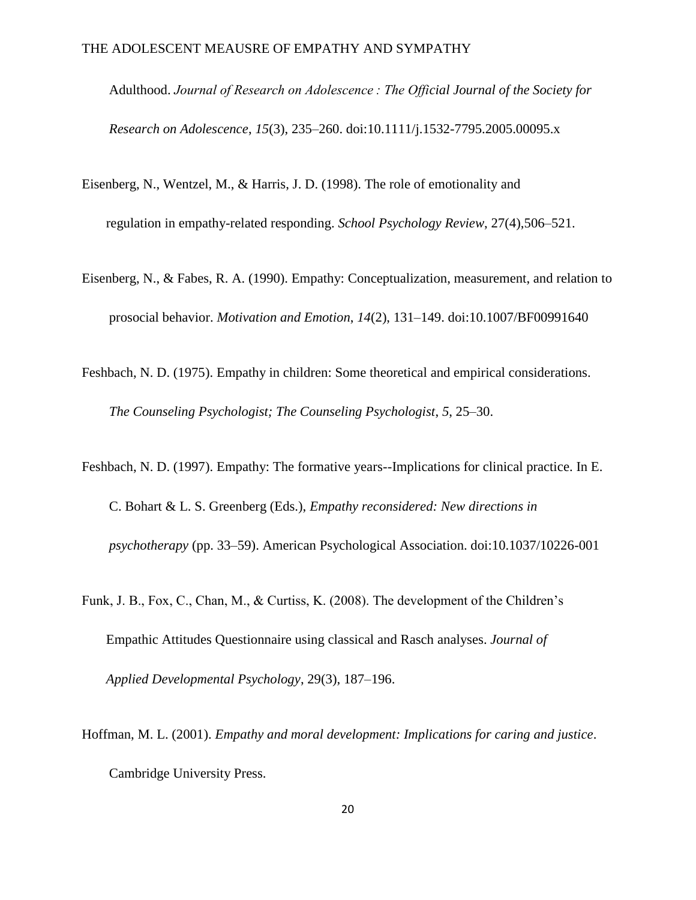Adulthood. *Journal of Research on Adolescence : The Official Journal of the Society for Research on Adolescence*, *15*(3), 235–260. doi:10.1111/j.1532-7795.2005.00095.x

Eisenberg, N., Wentzel, M., & Harris, J. D. (1998). The role of emotionality and regulation in empathy-related responding. *School Psychology Review*, 27(4),506–521.

Eisenberg, N., & Fabes, R. A. (1990). Empathy: Conceptualization, measurement, and relation to prosocial behavior. *Motivation and Emotion*, *14*(2), 131–149. doi:10.1007/BF00991640

Feshbach, N. D. (1975). Empathy in children: Some theoretical and empirical considerations. *The Counseling Psychologist; The Counseling Psychologist*, *5*, 25–30.

Feshbach, N. D. (1997). Empathy: The formative years--Implications for clinical practice. In E. C. Bohart & L. S. Greenberg (Eds.), *Empathy reconsidered: New directions in psychotherapy* (pp. 33–59). American Psychological Association. doi:10.1037/10226-001

Funk, J. B., Fox, C., Chan, M., & Curtiss, K. (2008). The development of the Children's Empathic Attitudes Questionnaire using classical and Rasch analyses. *Journal of Applied Developmental Psychology*, 29(3), 187–196.

Hoffman, M. L. (2001). *Empathy and moral development: Implications for caring and justice*. Cambridge University Press.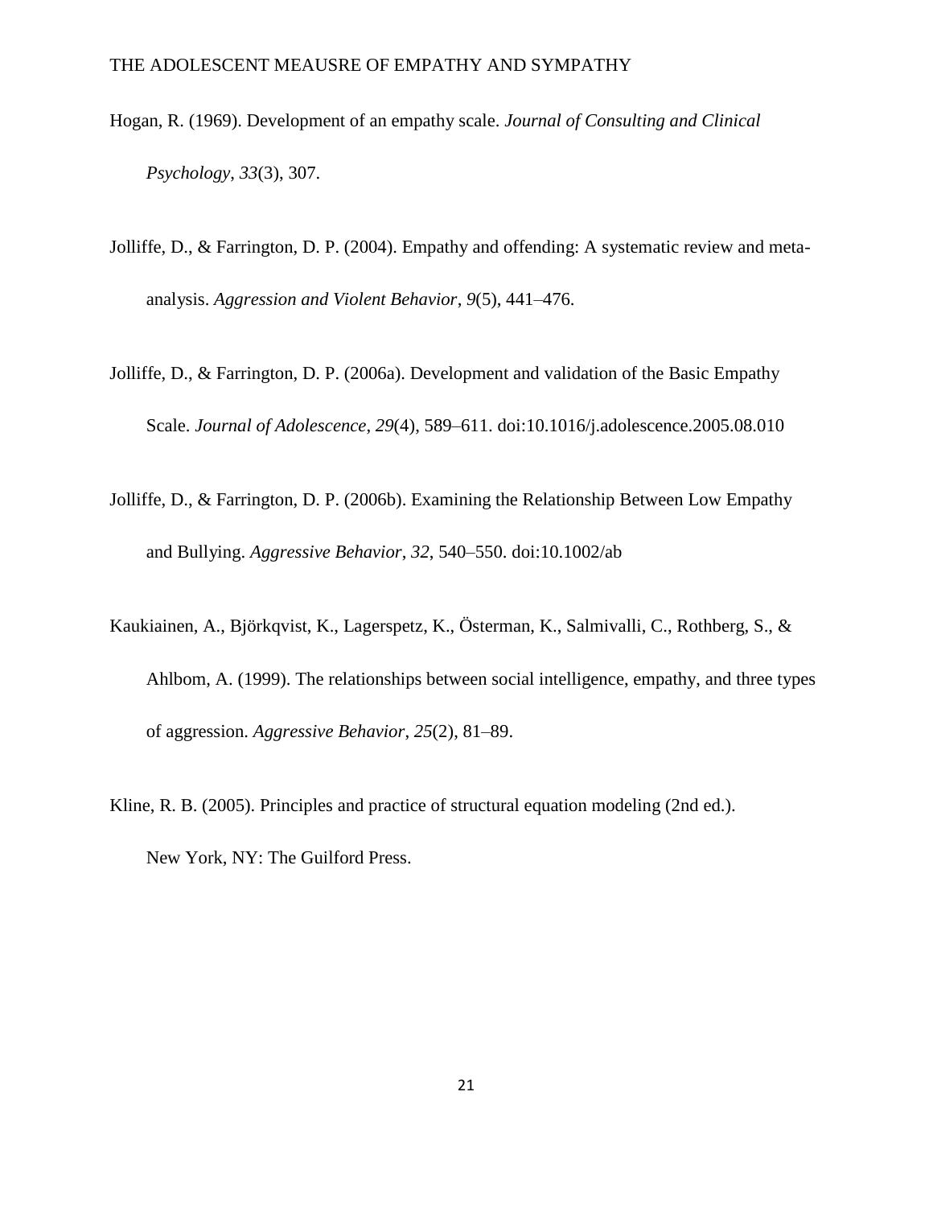Hogan, R. (1969). Development of an empathy scale. *Journal of Consulting and Clinical Psychology*, *33*(3), 307.

Jolliffe, D., & Farrington, D. P. (2004). Empathy and offending: A systematic review and meta-analysis. *Aggression and Violent Behavior*, *9*(5), 441–476.

Jolliffe, D., & Farrington, D. P. (2006a). Development and validation of the Basic Empathy Scale. *Journal of Adolescence*, *29*(4), 589–611. doi:10.1016/j.adolescence.2005.08.010

Jolliffe, D., & Farrington, D. P. (2006b). Examining the Relationship Between Low Empathy and Bullying. *Aggressive Behavior*, *32*, 540–550. doi:10.1002/ab

Kaukiainen, A., Björkqvist, K., Lagerspetz, K., Österman, K., Salmivalli, C., Rothberg, S., & Ahlbom, A. (1999). The relationships between social intelligence, empathy, and three types of aggression. *Aggressive Behavior*, *25*(2), 81–89.

Kline, R. B. (2005). Principles and practice of structural equation modeling (2nd ed.). New York, NY: The Guilford Press.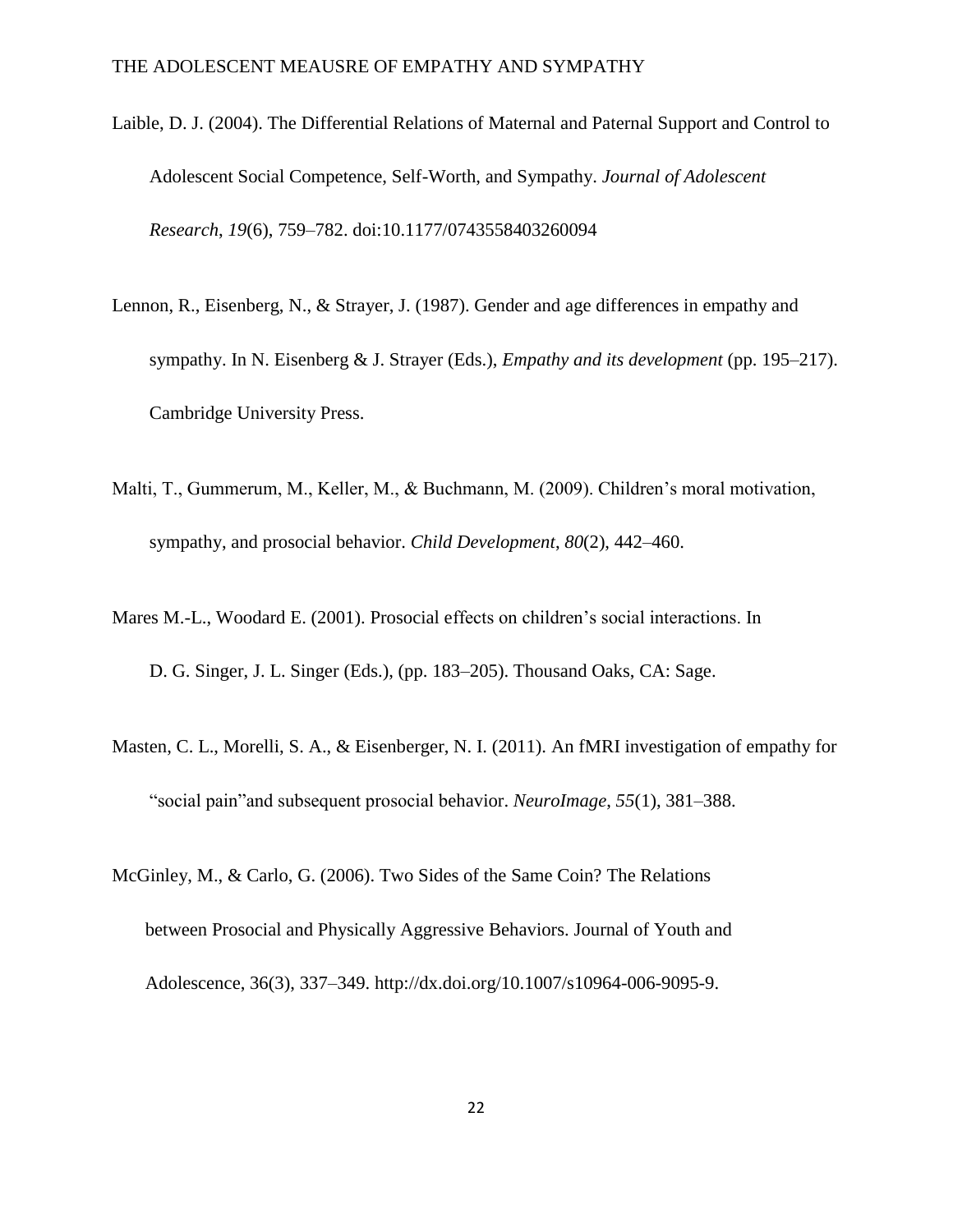Laible, D. J. (2004). The Differential Relations of Maternal and Paternal Support and Control to Adolescent Social Competence, Self-Worth, and Sympathy. *Journal of Adolescent Research*, *19*(6), 759–782. doi:10.1177/0743558403260094

Lennon, R., Eisenberg, N., & Strayer, J. (1987). Gender and age differences in empathy and sympathy. In N. Eisenberg & J. Strayer (Eds.), *Empathy and its development* (pp. 195–217). Cambridge University Press.

Malti, T., Gummerum, M., Keller, M., & Buchmann, M. (2009). Children's moral motivation, sympathy, and prosocial behavior. *Child Development*, *80*(2), 442–460.

Mares M.-L., Woodard E. (2001). Prosocial effects on children's social interactions. In D. G. Singer, J. L. Singer (Eds.), (pp. 183–205). Thousand Oaks, CA: Sage.

Masten, C. L., Morelli, S. A., & Eisenberger, N. I. (2011). An fMRI investigation of empathy for "social pain"and subsequent prosocial behavior. *NeuroImage*, *55*(1), 381–388.

McGinley, M., & Carlo, G. (2006). Two Sides of the Same Coin? The Relations between Prosocial and Physically Aggressive Behaviors. Journal of Youth and Adolescence, 36(3), 337–349. http://dx.doi.org/10.1007/s10964-006-9095-9.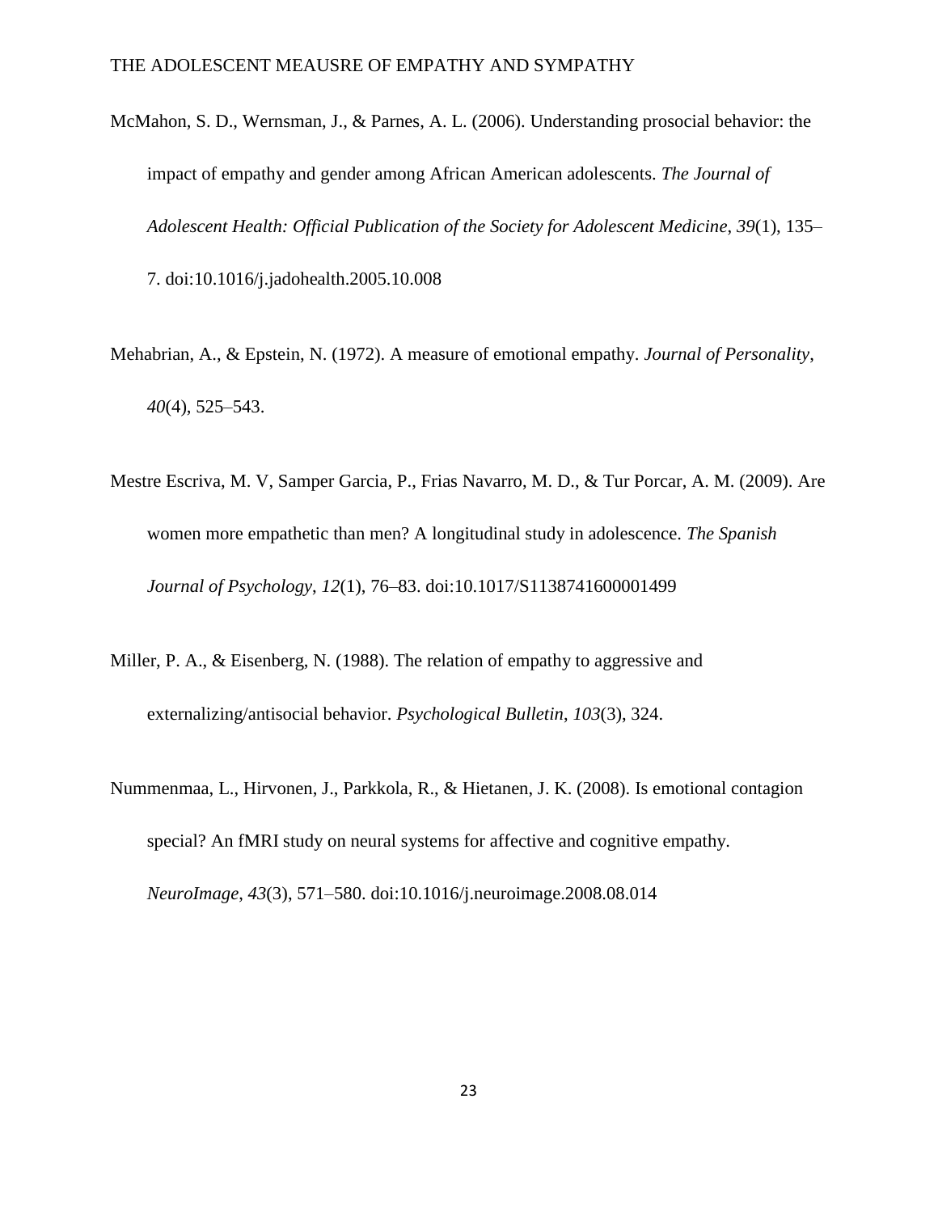McMahon, S. D., Wernsman, J., & Parnes, A. L. (2006). Understanding prosocial behavior: the impact of empathy and gender among African American adolescents. *The Journal of Adolescent Health: Official Publication of the Society for Adolescent Medicine*, *39*(1), 135–7. doi:10.1016/j.jadohealth.2005.10.008

Mehabrian, A., & Epstein, N. (1972). A measure of emotional empathy. *Journal of Personality*, *40*(4), 525–543.

Mestre Escriva, M. V, Samper Garcia, P., Frias Navarro, M. D., & Tur Porcar, A. M. (2009). Are women more empathetic than men? A longitudinal study in adolescence. *The Spanish Journal of Psychology*, *12*(1), 76–83. doi:10.1017/S1138741600001499

Miller, P. A., & Eisenberg, N. (1988). The relation of empathy to aggressive and externalizing/antisocial behavior. *Psychological Bulletin*, *103*(3), 324.

Nummenmaa, L., Hirvonen, J., Parkkola, R., & Hietanen, J. K. (2008). Is emotional contagion special? An fMRI study on neural systems for affective and cognitive empathy. *NeuroImage*, *43*(3), 571–580. doi:10.1016/j.neuroimage.2008.08.014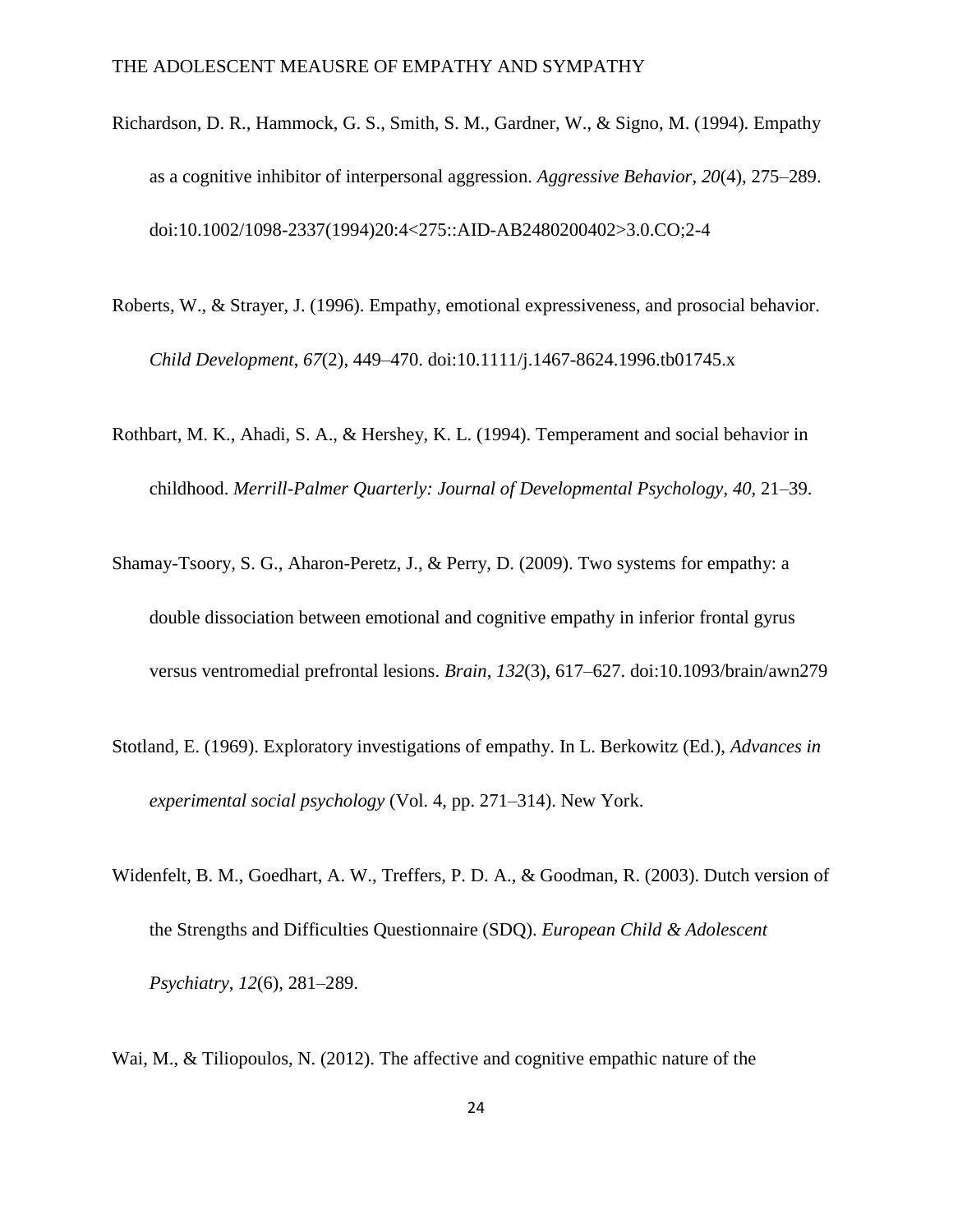Richardson, D. R., Hammock, G. S., Smith, S. M., Gardner, W., & Signo, M. (1994). Empathy as a cognitive inhibitor of interpersonal aggression. *Aggressive Behavior*, *20*(4), 275–289. doi:10.1002/1098-2337(1994)20:4<275::AID-AB2480200402>3.0.CO;2-4

Roberts, W., & Strayer, J. (1996). Empathy, emotional expressiveness, and prosocial behavior. *Child Development*, *67*(2), 449–470. doi:10.1111/j.1467-8624.1996.tb01745.x

Rothbart, M. K., Ahadi, S. A., & Hershey, K. L. (1994). Temperament and social behavior in childhood. *Merrill-Palmer Quarterly: Journal of Developmental Psychology*, *40*, 21–39.

Shamay-Tsoory, S. G., Aharon-Peretz, J., & Perry, D. (2009). Two systems for empathy: a double dissociation between emotional and cognitive empathy in inferior frontal gyrus versus ventromedial prefrontal lesions. *Brain*, *132*(3), 617–627. doi:10.1093/brain/awn279

Stotland, E. (1969). Exploratory investigations of empathy. In L. Berkowitz (Ed.), *Advances in experimental social psychology* (Vol. 4, pp. 271–314). New York.

Widenfelt, B. M., Goedhart, A. W., Treffers, P. D. A., & Goodman, R. (2003). Dutch version of the Strengths and Difficulties Questionnaire (SDQ). *European Child & Adolescent Psychiatry*, *12*(6), 281–289.

Wai, M., & Tiliopoulos, N. (2012). The affective and cognitive empathic nature of the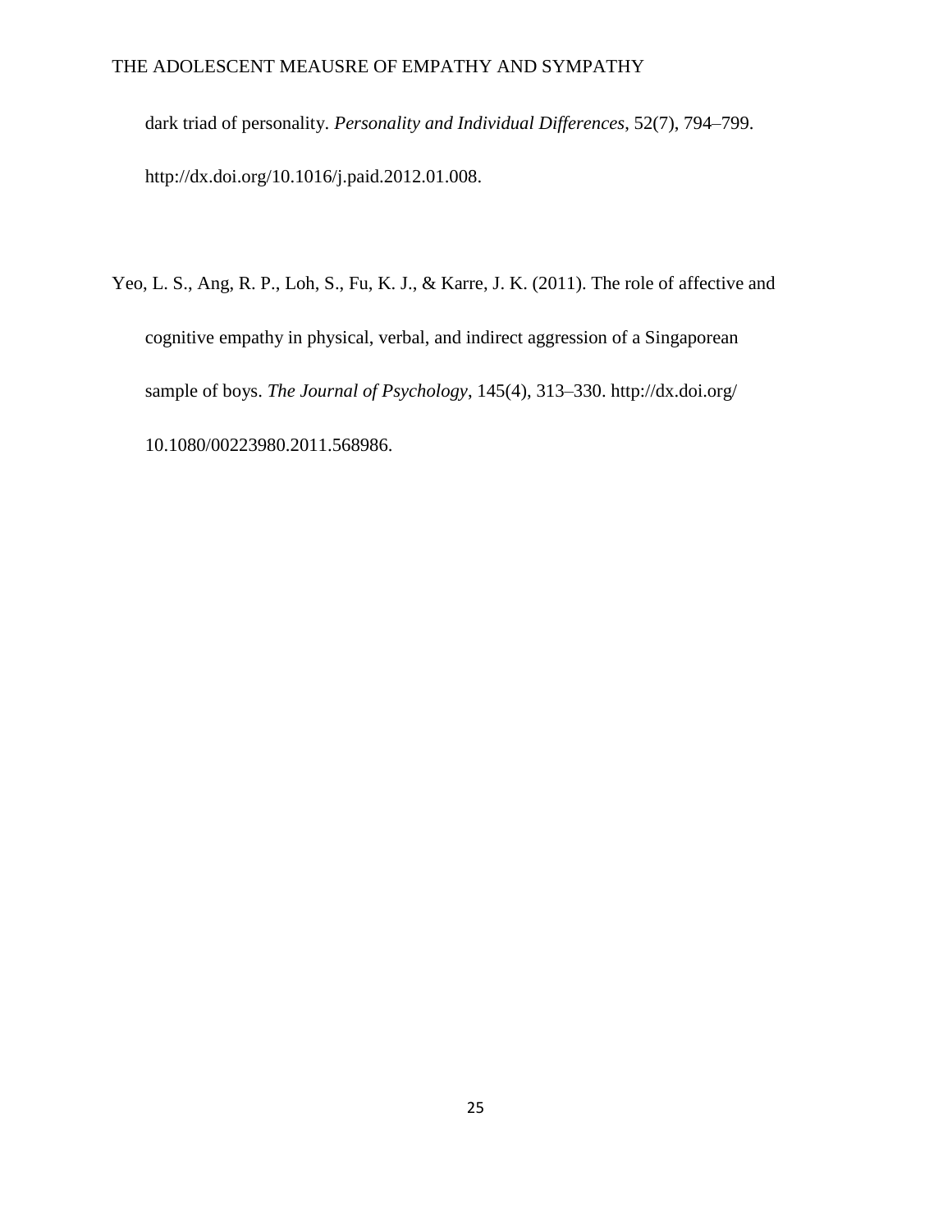dark triad of personality. *Personality and Individual Differences*, 52(7), 794–799. http://dx.doi.org/10.1016/j.paid.2012.01.008.

Yeo, L. S., Ang, R. P., Loh, S., Fu, K. J., & Karre, J. K. (2011). The role of affective and cognitive empathy in physical, verbal, and indirect aggression of a Singaporean sample of boys. *The Journal of Psychology*, 145(4), 313–330. http://dx.doi.org/ 10.1080/00223980.2011.568986.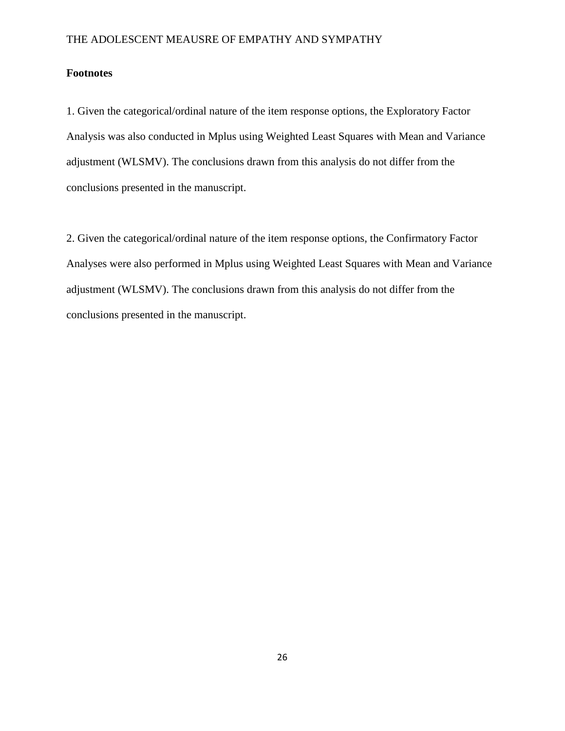**Footnotes**

1. Given the categorical/ordinal nature of the item response options, the Exploratory Factor Analysis was also conducted in Mplus using Weighted Least Squares with Mean and Variance adjustment (WLSMV). The conclusions drawn from this analysis do not differ from the conclusions presented in the manuscript.

2. Given the categorical/ordinal nature of the item response options, the Confirmatory Factor Analyses were also performed in Mplus using Weighted Least Squares with Mean and Variance adjustment (WLSMV). The conclusions drawn from this analysis do not differ from the conclusions presented in the manuscript.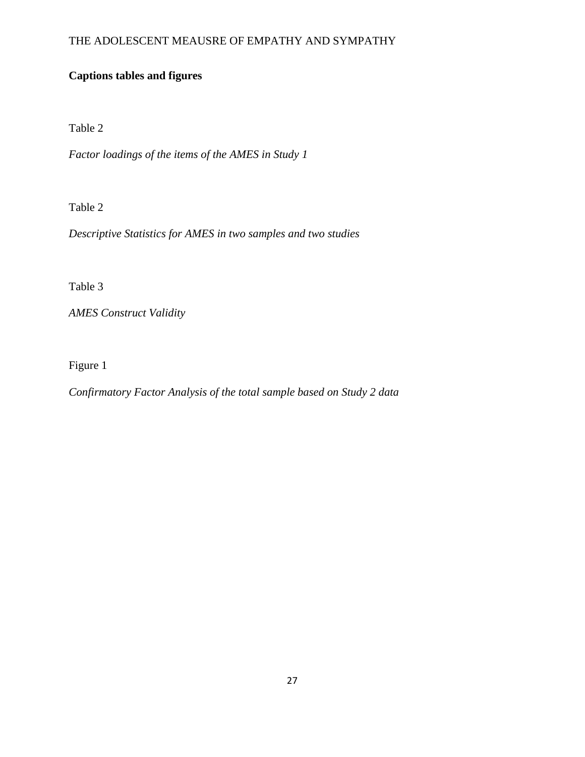**Captions tables and figures**

Table 2

*Factor loadings of the items of the AMES in Study 1*

Table 2

*Descriptive Statistics for AMES in two samples and two studies*

Table 3

*AMES Construct Validity*

Figure 1

*Confirmatory Factor Analysis of the total sample based on Study 2 data*